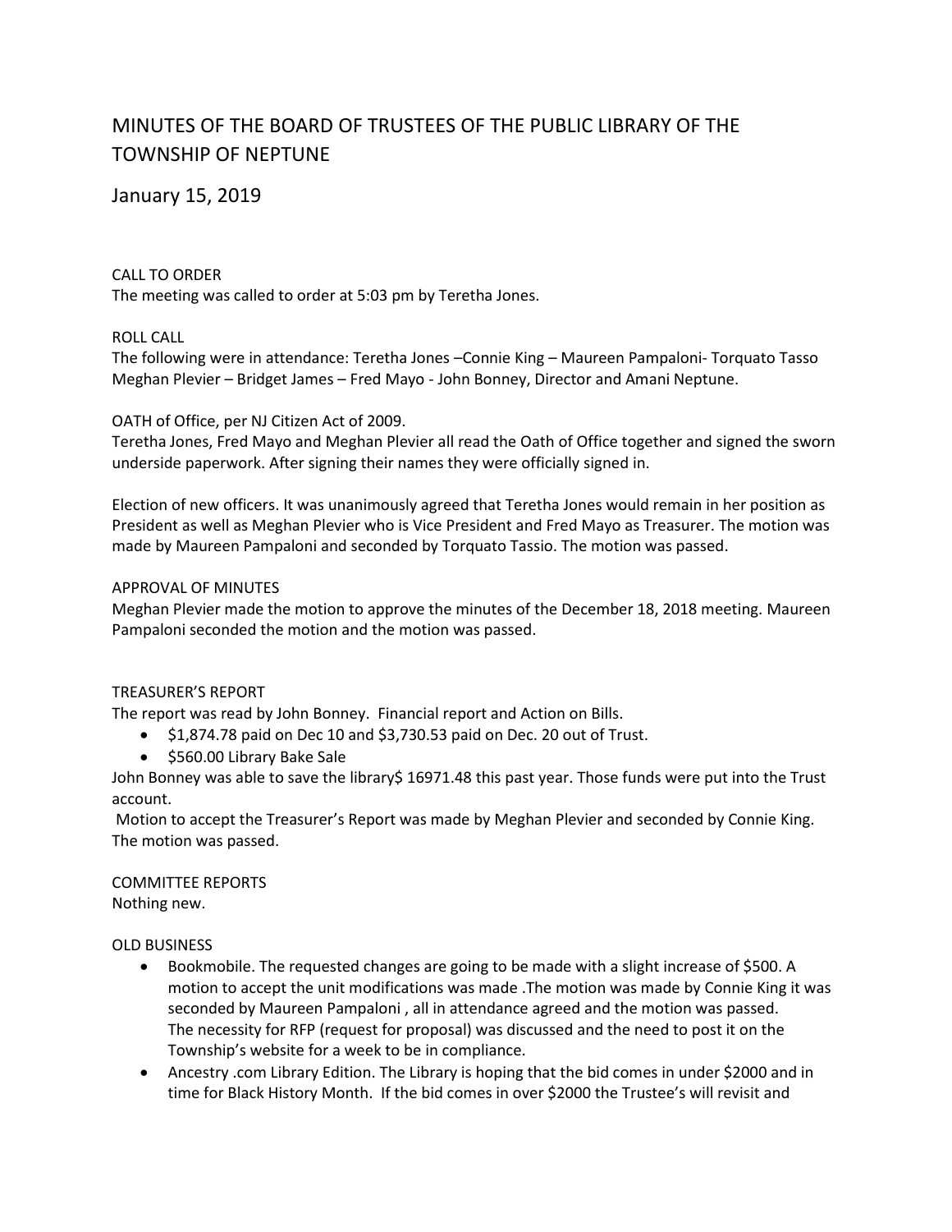# MINUTES OF THE BOARD OF TRUSTEES OF THE PUBLIC LIBRARY OF THE TOWNSHIP OF NEPTUNE

## January 15, 2019

CALL TO ORDER

The meeting was called to order at 5:03 pm by Teretha Jones.

ROLL CALL

The following were in attendance: Teretha Jones –Connie King – Maureen Pampaloni- Torquato Tasso Meghan Plevier – Bridget James – Fred Mayo - John Bonney, Director and Amani Neptune.

OATH of Office, per NJ Citizen Act of 2009.

Teretha Jones, Fred Mayo and Meghan Plevier all read the Oath of Office together and signed the sworn underside paperwork. After signing their names they were officially signed in.

Election of new officers. It was unanimously agreed that Teretha Jones would remain in her position as President as well as Meghan Plevier who is Vice President and Fred Mayo as Treasurer. The motion was made by Maureen Pampaloni and seconded by Torquato Tassio. The motion was passed.

APPROVAL OF MINUTES

Meghan Plevier made the motion to approve the minutes of the December 18, 2018 meeting. Maureen Pampaloni seconded the motion and the motion was passed.

TREASURER'S REPORT

The report was read by John Bonney. Financial report and Action on Bills.

- $1,874.78 paid on Dec 10 and $3,730.53 paid on Dec. 20 out of Trust.
- $560.00 Library Bake Sale

John Bonney was able to save the library$ 16971.48 this past year. Those funds were put into the Trust account.

Motion to accept the Treasurer's Report was made by Meghan Plevier and seconded by Connie King. The motion was passed.

COMMITTEE REPORTS

Nothing new.

OLD BUSINESS

- Bookmobile. The requested changes are going to be made with a slight increase of $500. A motion to accept the unit modifications was made .The motion was made by Connie King it was seconded by Maureen Pampaloni , all in attendance agreed and the motion was passed. The necessity for RFP (request for proposal) was discussed and the need to post it on the Township's website for a week to be in compliance.
- Ancestry .com Library Edition. The Library is hoping that the bid comes in under $2000 and in time for Black History Month. If the bid comes in over $2000 the Trustee's will revisit and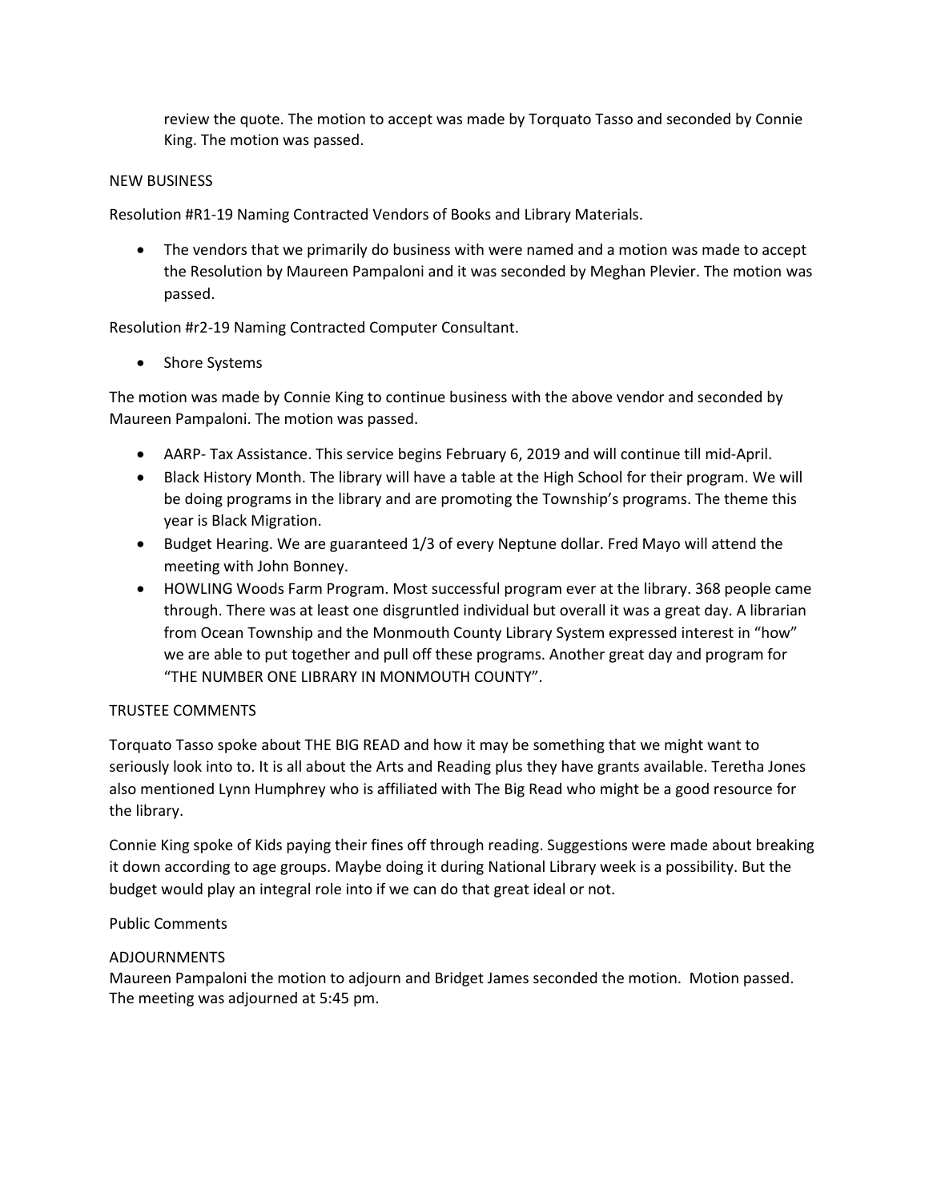review the quote. The motion to accept was made by Torquato Tasso and seconded by Connie King. The motion was passed.

NEW BUSINESS

Resolution #R1-19 Naming Contracted Vendors of Books and Library Materials.

- The vendors that we primarily do business with were named and a motion was made to accept the Resolution by Maureen Pampaloni and it was seconded by Meghan Plevier. The motion was passed.

Resolution #r2-19 Naming Contracted Computer Consultant.

- Shore Systems

The motion was made by Connie King to continue business with the above vendor and seconded by Maureen Pampaloni. The motion was passed.

- AARP- Tax Assistance. This service begins February 6, 2019 and will continue till mid-April.
- Black History Month. The library will have a table at the High School for their program. We will be doing programs in the library and are promoting the Township's programs. The theme this year is Black Migration.
- Budget Hearing. We are guaranteed 1/3 of every Neptune dollar. Fred Mayo will attend the meeting with John Bonney.
- HOWLING Woods Farm Program. Most successful program ever at the library. 368 people came through. There was at least one disgruntled individual but overall it was a great day. A librarian from Ocean Township and the Monmouth County Library System expressed interest in "how" we are able to put together and pull off these programs. Another great day and program for "THE NUMBER ONE LIBRARY IN MONMOUTH COUNTY".

TRUSTEE COMMENTS

Torquato Tasso spoke about THE BIG READ and how it may be something that we might want to seriously look into to. It is all about the Arts and Reading plus they have grants available. Teretha Jones also mentioned Lynn Humphrey who is affiliated with The Big Read who might be a good resource for the library.

Connie King spoke of Kids paying their fines off through reading. Suggestions were made about breaking it down according to age groups. Maybe doing it during National Library week is a possibility. But the budget would play an integral role into if we can do that great ideal or not.

Public Comments

ADJOURNMENTS

Maureen Pampaloni the motion to adjourn and Bridget James seconded the motion. Motion passed. The meeting was adjourned at 5:45 pm.